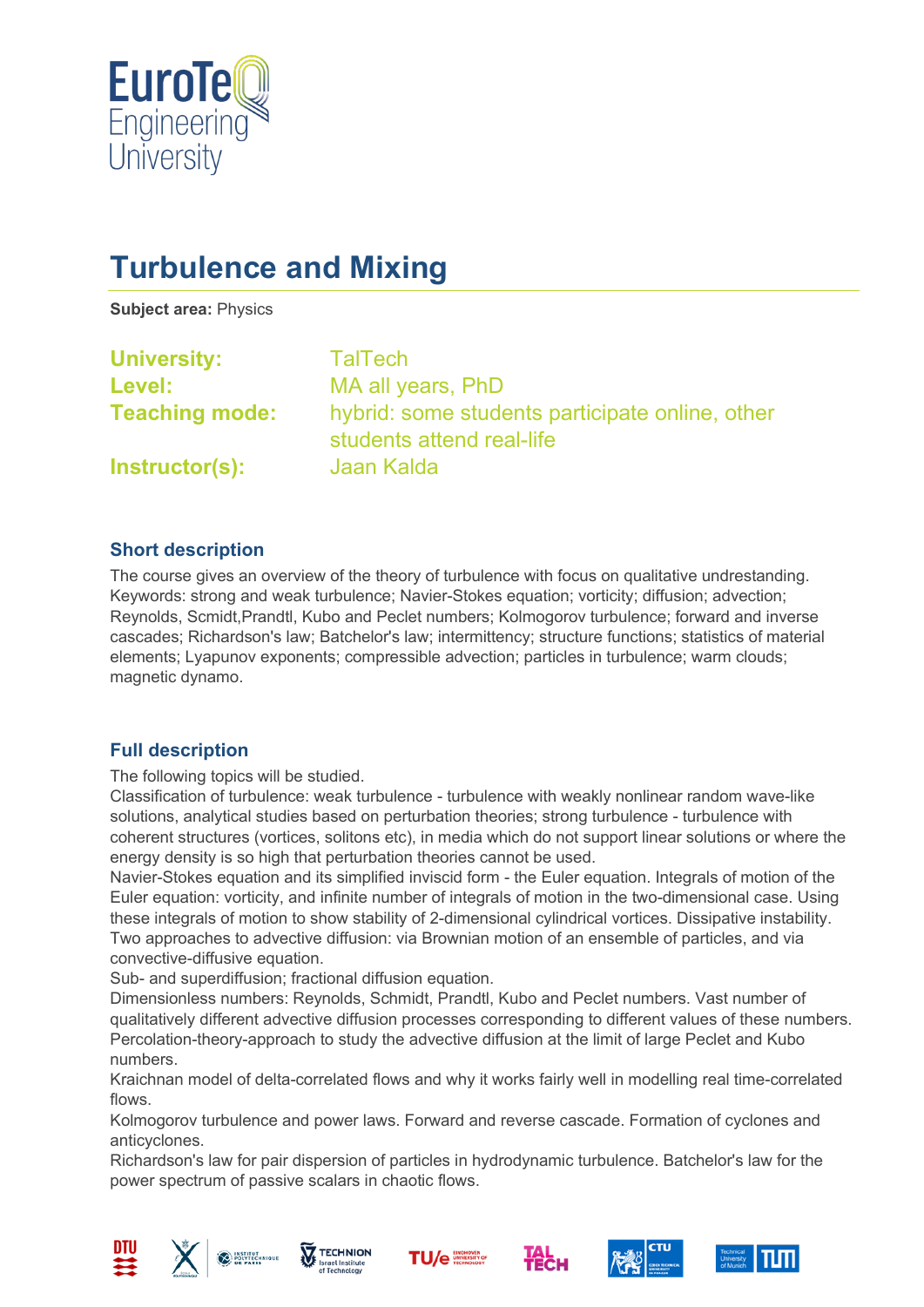# Turbulence and Mixing

**Subject area:** Physics

**University:** TalTech
**Level:** MA all years, PhD
**Teaching mode:** hybrid: some students participate online, other students attend real-life
**Instructor(s):** Jaan Kalda

## Short description

The course gives an overview of the theory of turbulence with focus on qualitative undrestanding. Keywords: strong and weak turbulence; Navier-Stokes equation; vorticity; diffusion; advection; Reynolds, Scmidt,Prandtl, Kubo and Peclet numbers; Kolmogorov turbulence; forward and inverse cascades; Richardson's law; Batchelor's law; intermittency; structure functions; statistics of material elements; Lyapunov exponents; compressible advection; particles in turbulence; warm clouds; magnetic dynamo.

## Full description

The following topics will be studied.

Classification of turbulence: weak turbulence - turbulence with weakly nonlinear random wave-like solutions, analytical studies based on perturbation theories; strong turbulence - turbulence with coherent structures (vortices, solitons etc), in media which do not support linear solutions or where the energy density is so high that perturbation theories cannot be used.

Navier-Stokes equation and its simplified inviscid form - the Euler equation. Integrals of motion of the Euler equation: vorticity, and infinite number of integrals of motion in the two-dimensional case. Using these integrals of motion to show stability of 2-dimensional cylindrical vortices. Dissipative instability.

Two approaches to advective diffusion: via Brownian motion of an ensemble of particles, and via convective-diffusive equation.

Sub- and superdiffusion; fractional diffusion equation.

Dimensionless numbers: Reynolds, Schmidt, Prandtl, Kubo and Peclet numbers. Vast number of qualitatively different advective diffusion processes corresponding to different values of these numbers.

Percolation-theory-approach to study the advective diffusion at the limit of large Peclet and Kubo numbers.

Kraichnan model of delta-correlated flows and why it works fairly well in modelling real time-correlated flows.

Kolmogorov turbulence and power laws. Forward and reverse cascade. Formation of cyclones and anticyclones.

Richardson's law for pair dispersion of particles in hydrodynamic turbulence. Batchelor's law for the power spectrum of passive scalars in chaotic flows.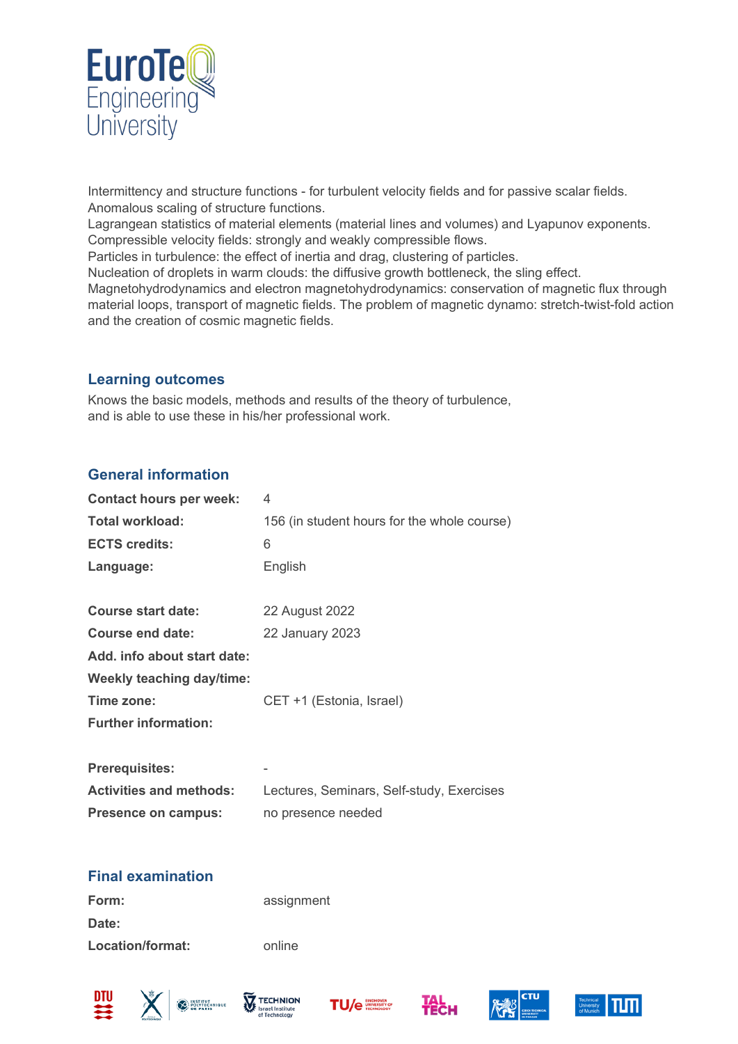Intermittency and structure functions - for turbulent velocity fields and for passive scalar fields.
Anomalous scaling of structure functions.
Lagrangean statistics of material elements (material lines and volumes) and Lyapunov exponents.
Compressible velocity fields: strongly and weakly compressible flows.
Particles in turbulence: the effect of inertia and drag, clustering of particles.
Nucleation of droplets in warm clouds: the diffusive growth bottleneck, the sling effect.
Magnetohydrodynamics and electron magnetohydrodynamics: conservation of magnetic flux through material loops, transport of magnetic fields. The problem of magnetic dynamo: stretch-twist-fold action and the creation of cosmic magnetic fields.

## Learning outcomes

Knows the basic models, methods and results of the theory of turbulence,
and is able to use these in his/her professional work.

## General information

| | |
|---|---|
| **Contact hours per week:** | 4 |
| **Total workload:** | 156 (in student hours for the whole course) |
| **ECTS credits:** | 6 |
| **Language:** | English |
| | |
| **Course start date:** | 22 August 2022 |
| **Course end date:** | 22 January 2023 |
| **Add. info about start date:** | |
| **Weekly teaching day/time:** | |
| **Time zone:** | CET +1 (Estonia, Israel) |
| **Further information:** | |
| | |
| **Prerequisites:** | - |
| **Activities and methods:** | Lectures, Seminars, Self-study, Exercises |
| **Presence on campus:** | no presence needed |

## Final examination

| | |
|---|---|
| **Form:** | assignment |
| **Date:** | |
| **Location/format:** | online |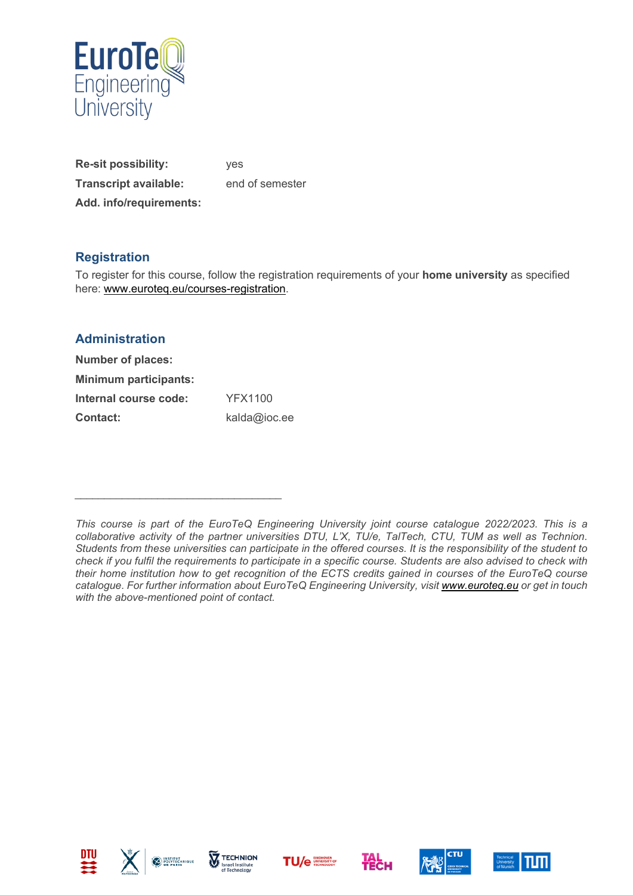| | |
|---|---|
| **Re-sit possibility:** | yes |
| **Transcript available:** | end of semester |
| **Add. info/requirements:** | |

## Registration

To register for this course, follow the registration requirements of your **home university** as specified here: www.euroteq.eu/courses-registration.

## Administration

| | |
|---|---|
| **Number of places:** | |
| **Minimum participants:** | |
| **Internal course code:** | YFX1100 |
| **Contact:** | kalda@ioc.ee |

___________________________________

*This course is part of the EuroTeQ Engineering University joint course catalogue 2022/2023. This is a collaborative activity of the partner universities DTU, L'X, TU/e, TalTech, CTU, TUM as well as Technion. Students from these universities can participate in the offered courses. It is the responsibility of the student to check if you fulfil the requirements to participate in a specific course. Students are also advised to check with their home institution how to get recognition of the ECTS credits gained in courses of the EuroTeQ course catalogue. For further information about EuroTeQ Engineering University, visit www.euroteq.eu or get in touch with the above-mentioned point of contact.*